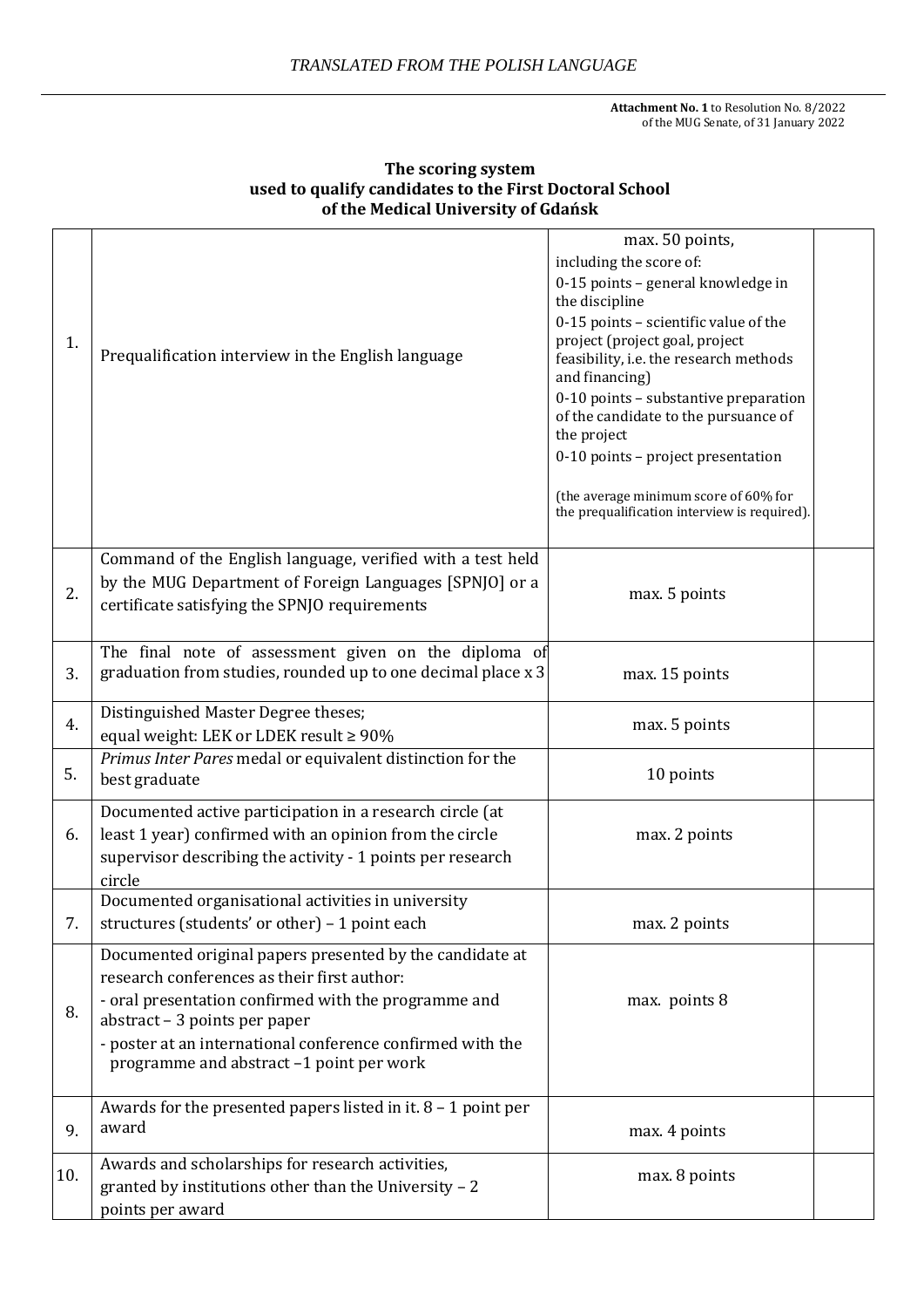*TRANSLATED FROM THE POLISH LANGUAGE*

**Attachment No. 1** to Resolution No. 8/2022
of the MUG Senate, of 31 January 2022

**The scoring system
used to qualify candidates to the First Doctoral School
of the Medical University of Gdańsk**

| | | | |
|---|---|---|---|
| 1. | Prequalification interview in the English language | max. 50 points,<br>including the score of:<br>0-15 points – general knowledge in the discipline<br>0-15 points – scientific value of the project (project goal, project feasibility, i.e. the research methods and financing)<br>0-10 points – substantive preparation of the candidate to the pursuance of the project<br>0-10 points – project presentation<br><br>(the average minimum score of 60% for the prequalification interview is required). | |
| 2. | Command of the English language, verified with a test held by the MUG Department of Foreign Languages [SPNJO] or a certificate satisfying the SPNJO requirements | max. 5 points | |
| 3. | The final note of assessment given on the diploma of graduation from studies, rounded up to one decimal place x 3 | max. 15 points | |
| 4. | Distinguished Master Degree theses;<br>equal weight: LEK or LDEK result ≥ 90% | max. 5 points | |
| 5. | *Primus Inter Pares* medal or equivalent distinction for the best graduate | 10 points | |
| 6. | Documented active participation in a research circle (at least 1 year) confirmed with an opinion from the circle supervisor describing the activity - 1 points per research circle | max. 2 points | |
| 7. | Documented organisational activities in university structures (students' or other) – 1 point each | max. 2 points | |
| 8. | Documented original papers presented by the candidate at research conferences as their first author:<br>- oral presentation confirmed with the programme and abstract – 3 points per paper<br>- poster at an international conference confirmed with the programme and abstract –1 point per work | max. points 8 | |
| 9. | Awards for the presented papers listed in it. 8 – 1 point per award | max. 4 points | |
| 10. | Awards and scholarships for research activities, granted by institutions other than the University – 2 points per award | max. 8 points | |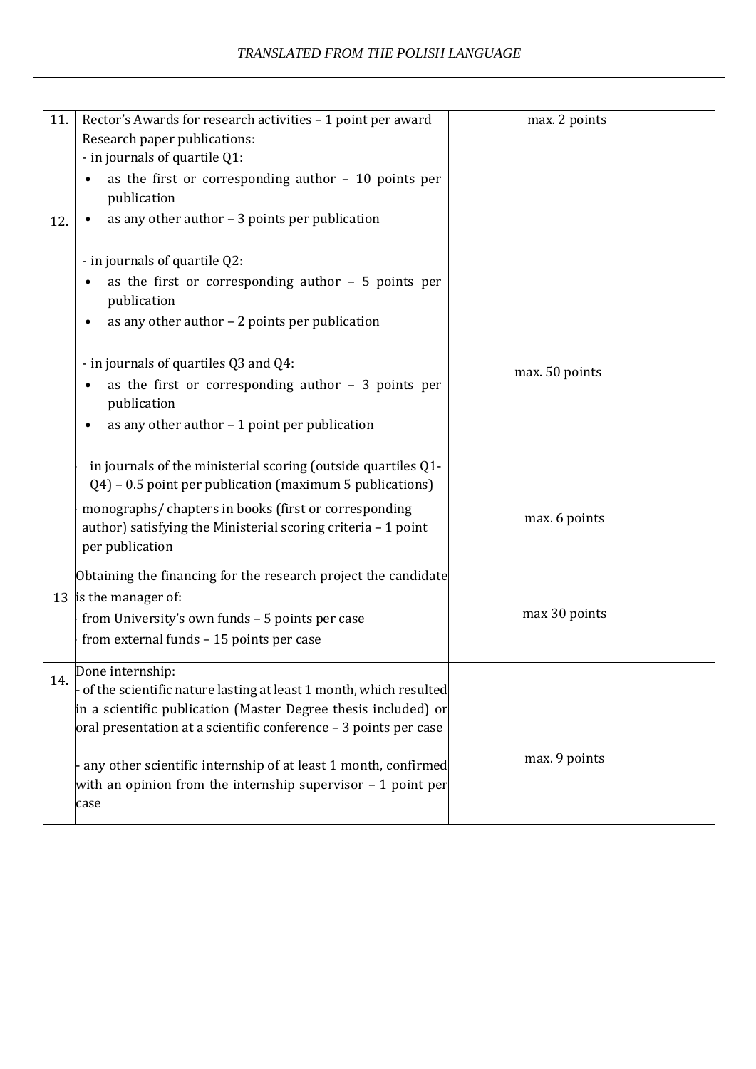| | | | |
|---|---|---|---|
| 11. | Rector's Awards for research activities – 1 point per award | max. 2 points | |
| 12. | Research paper publications:<br>- in journals of quartile Q1:<br>• as the first or corresponding author – 10 points per publication<br>• as any other author – 3 points per publication<br><br>- in journals of quartile Q2:<br>• as the first or corresponding author – 5 points per publication<br>• as any other author – 2 points per publication<br><br>- in journals of quartiles Q3 and Q4:<br>• as the first or corresponding author – 3 points per publication<br>• as any other author – 1 point per publication<br><br>- in journals of the ministerial scoring (outside quartiles Q1-Q4) – 0.5 point per publication (maximum 5 publications) | max. 50 points | |
| | - monographs/ chapters in books (first or corresponding author) satisfying the Ministerial scoring criteria – 1 point per publication | max. 6 points | |
| 13 | Obtaining the financing for the research project the candidate is the manager of:<br>- from University's own funds – 5 points per case<br>- from external funds – 15 points per case | max 30 points | |
| 14. | Done internship:<br>- of the scientific nature lasting at least 1 month, which resulted in a scientific publication (Master Degree thesis included) or oral presentation at a scientific conference – 3 points per case<br><br>- any other scientific internship of at least 1 month, confirmed with an opinion from the internship supervisor – 1 point per case | max. 9 points | |